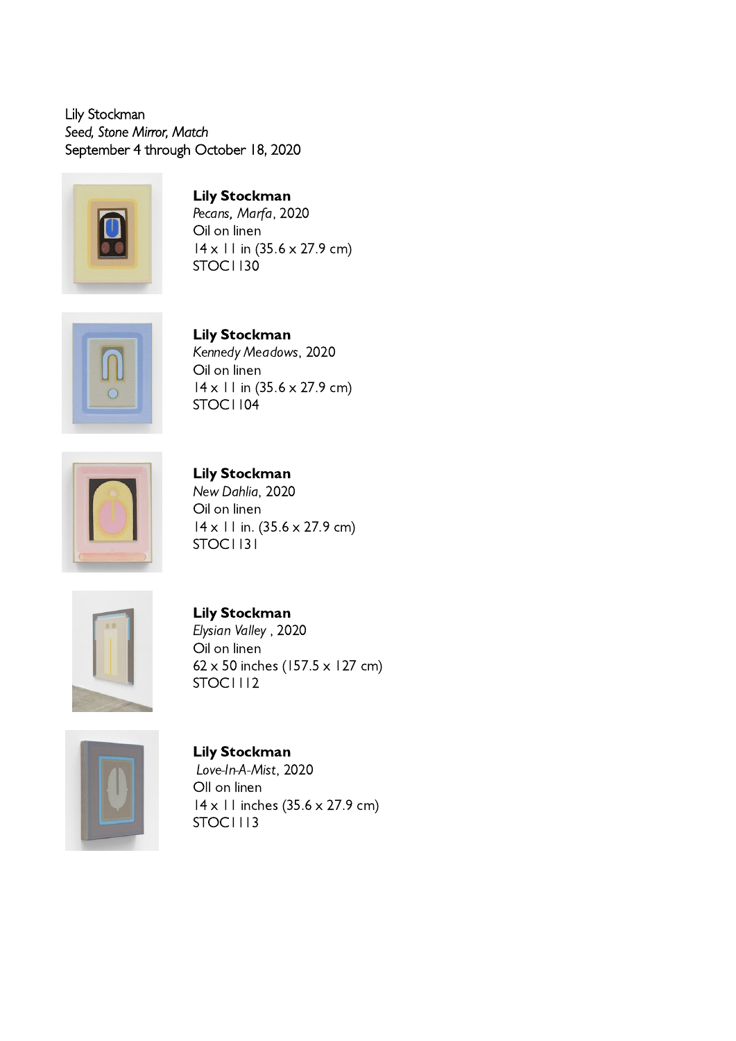Lily Stockman
*Seed, Stone Mirror, Match*
September 4 through October 18, 2020

**Lily Stockman**
*Pecans, Marfa*, 2020
Oil on linen
14 x 11 in (35.6 x 27.9 cm)
STOC1130

**Lily Stockman**
*Kennedy Meadows*, 2020
Oil on linen
14 x 11 in (35.6 x 27.9 cm)
STOC1104

**Lily Stockman**
*New Dahlia*, 2020
Oil on linen
14 x 11 in. (35.6 x 27.9 cm)
STOC1131

**Lily Stockman**
*Elysian Valley* , 2020
Oil on linen
62 x 50 inches (157.5 x 127 cm)
STOC1112

**Lily Stockman**
*Love-In-A-Mist*, 2020
OIl on linen
14 x 11 inches (35.6 x 27.9 cm)
STOC1113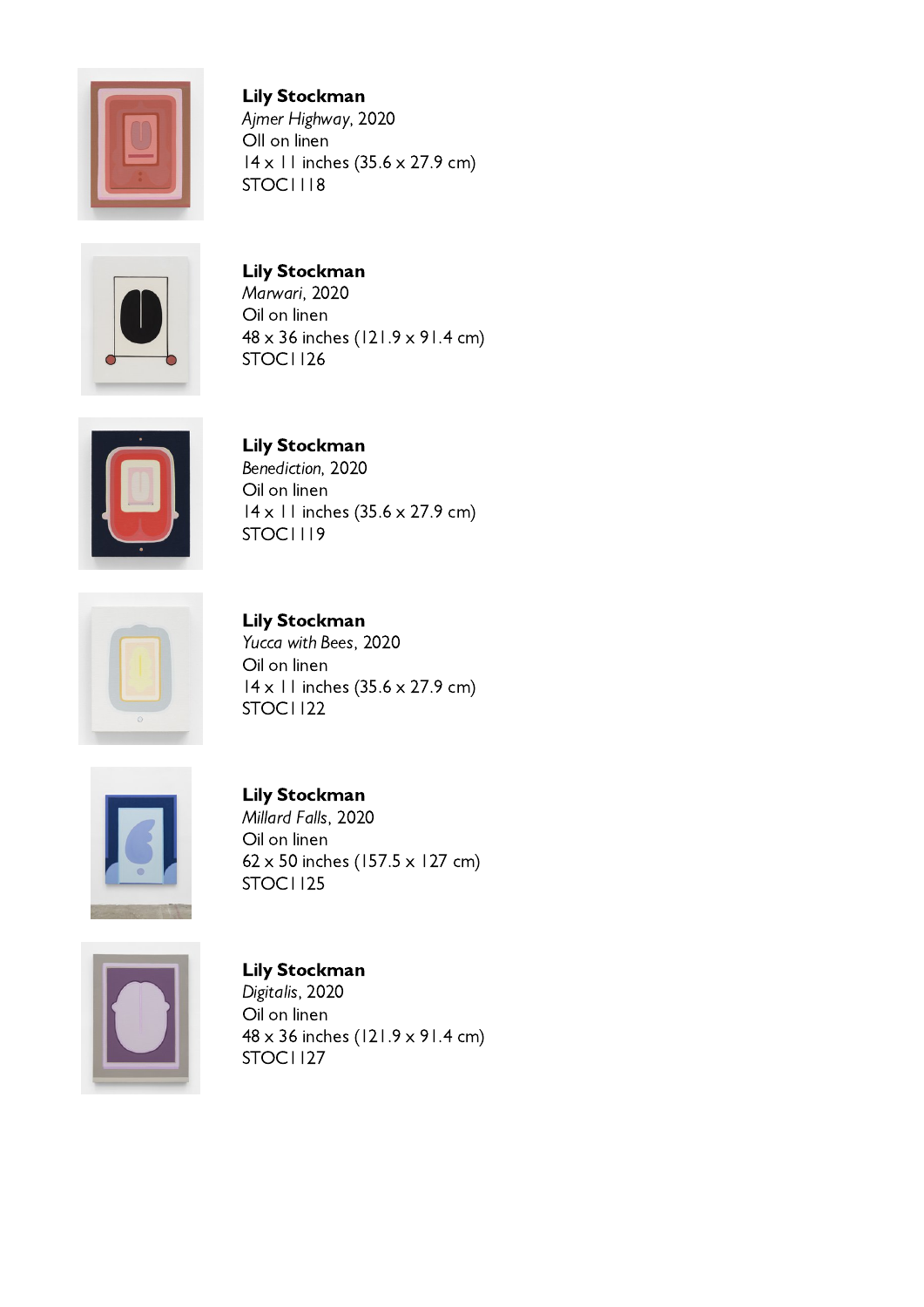**Lily Stockman**
*Ajmer Highway*, 2020
OIl on linen
14 x 11 inches (35.6 x 27.9 cm)
STOC1118

**Lily Stockman**
*Marwari*, 2020
Oil on linen
48 x 36 inches (121.9 x 91.4 cm)
STOC1126

**Lily Stockman**
*Benediction*, 2020
Oil on linen
14 x 11 inches (35.6 x 27.9 cm)
STOC1119

**Lily Stockman**
*Yucca with Bees*, 2020
Oil on linen
14 x 11 inches (35.6 x 27.9 cm)
STOC1122

**Lily Stockman**
*Millard Falls*, 2020
Oil on linen
62 x 50 inches (157.5 x 127 cm)
STOC1125

**Lily Stockman**
*Digitalis*, 2020
Oil on linen
48 x 36 inches (121.9 x 91.4 cm)
STOC1127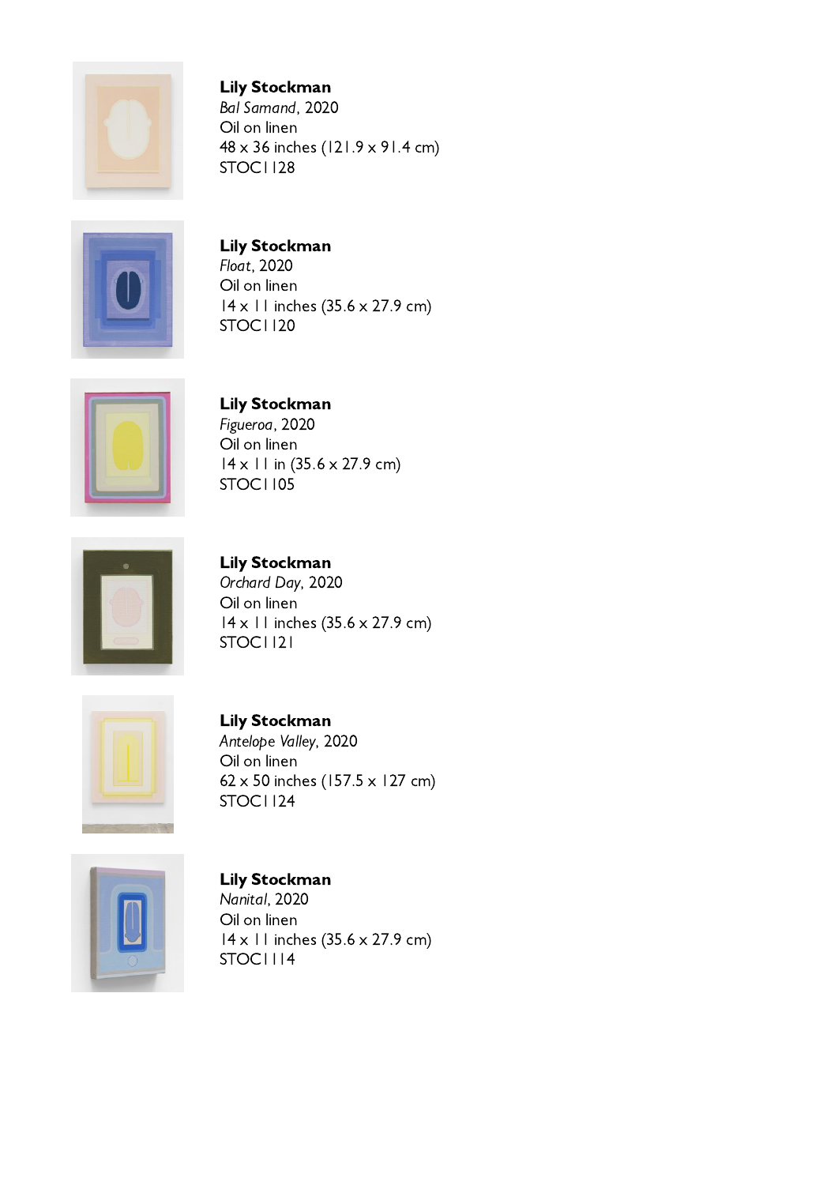**Lily Stockman**
*Bal Samand*, 2020
Oil on linen
48 x 36 inches (121.9 x 91.4 cm)
STOC1128

**Lily Stockman**
*Float*, 2020
Oil on linen
14 x 11 inches (35.6 x 27.9 cm)
STOC1120

**Lily Stockman**
*Figueroa*, 2020
Oil on linen
14 x 11 in (35.6 x 27.9 cm)
STOC1105

**Lily Stockman**
*Orchard Day*, 2020
Oil on linen
14 x 11 inches (35.6 x 27.9 cm)
STOC1121

**Lily Stockman**
*Antelope Valley*, 2020
Oil on linen
62 x 50 inches (157.5 x 127 cm)
STOC1124

**Lily Stockman**
*Nanital*, 2020
Oil on linen
14 x 11 inches (35.6 x 27.9 cm)
STOC1114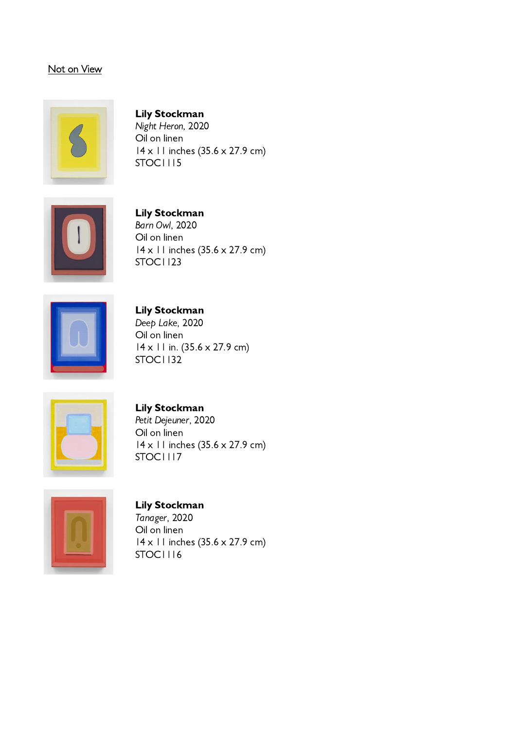Not on View

**Lily Stockman**
*Night Heron*, 2020
Oil on linen
14 x 11 inches (35.6 x 27.9 cm)
STOC1115

**Lily Stockman**
*Barn Owl*, 2020
Oil on linen
14 x 11 inches (35.6 x 27.9 cm)
STOC1123

**Lily Stockman**
*Deep Lake*, 2020
Oil on linen
14 x 11 in. (35.6 x 27.9 cm)
STOC1132

**Lily Stockman**
*Petit Dejeuner*, 2020
Oil on linen
14 x 11 inches (35.6 x 27.9 cm)
STOC1117

**Lily Stockman**
*Tanager*, 2020
Oil on linen
14 x 11 inches (35.6 x 27.9 cm)
STOC1116